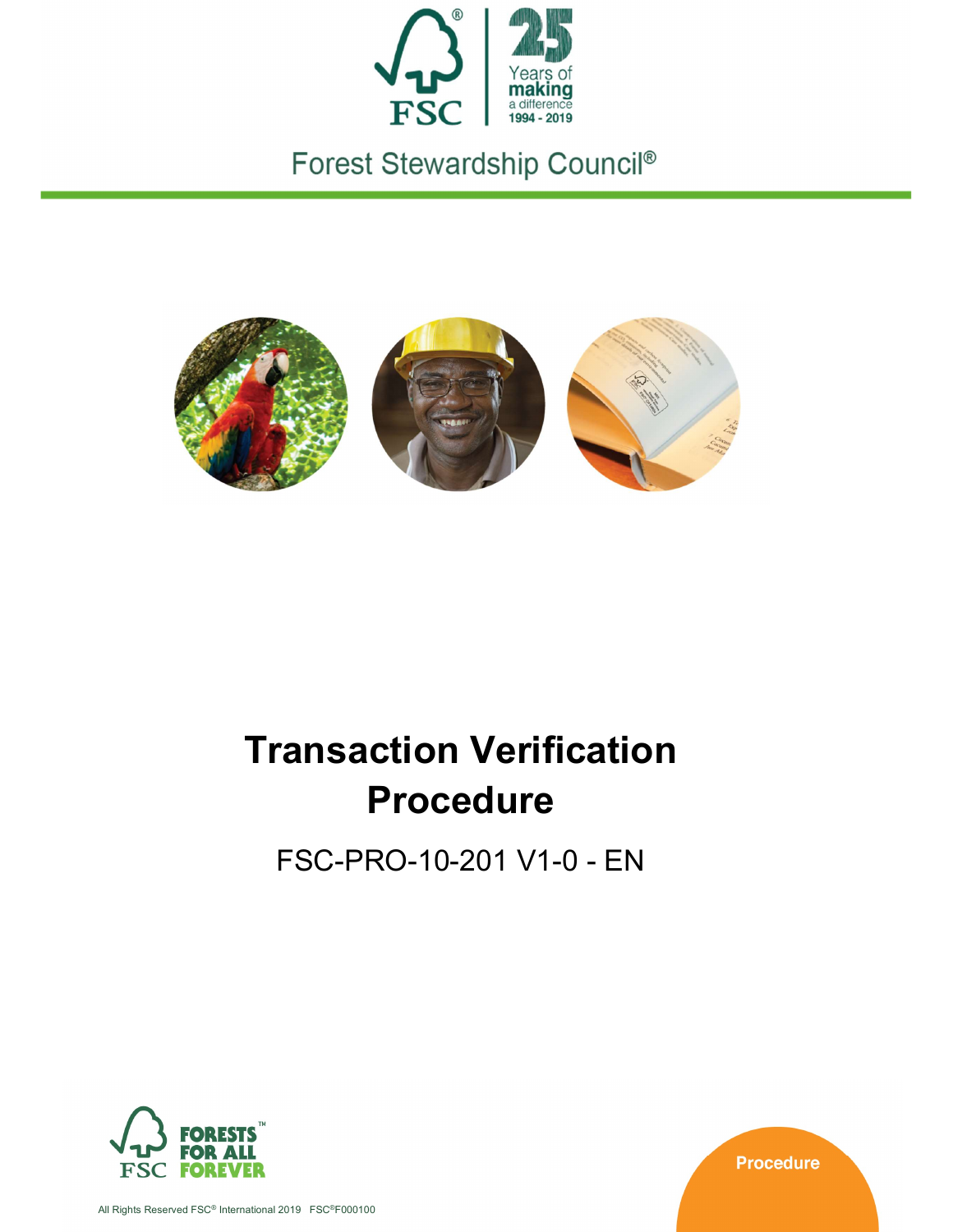FSC®

25 Years of making a difference 1994 - 2019

Forest Stewardship Council®

# Transaction Verification Procedure

FSC-PRO-10-201 V1-0 - EN

FSC FORESTS FOR ALL FOREVER™

Procedure

All Rights Reserved FSC® International 2019 FSC®F000100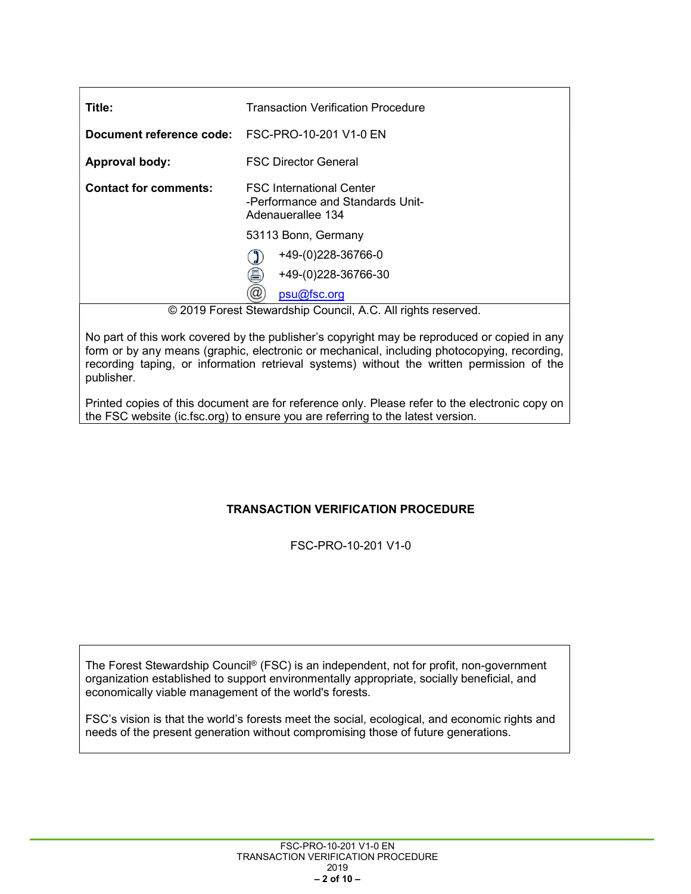| | |
|---|---|
| **Title:** | Transaction Verification Procedure |
| **Document reference code:** | FSC-PRO-10-201 V1-0 EN |
| **Approval body:** | FSC Director General |
| **Contact for comments:** | FSC International Center<br>-Performance and Standards Unit-<br>Adenauerallee 134<br>53113 Bonn, Germany<br>+49-(0)228-36766-0<br>+49-(0)228-36766-30<br>psu@fsc.org |

© 2019 Forest Stewardship Council, A.C. All rights reserved.

No part of this work covered by the publisher's copyright may be reproduced or copied in any form or by any means (graphic, electronic or mechanical, including photocopying, recording, recording taping, or information retrieval systems) without the written permission of the publisher.

Printed copies of this document are for reference only. Please refer to the electronic copy on the FSC website (ic.fsc.org) to ensure you are referring to the latest version.

**TRANSACTION VERIFICATION PROCEDURE**

FSC-PRO-10-201 V1-0

The Forest Stewardship Council® (FSC) is an independent, not for profit, non-government organization established to support environmentally appropriate, socially beneficial, and economically viable management of the world's forests.

FSC's vision is that the world's forests meet the social, ecological, and economic rights and needs of the present generation without compromising those of future generations.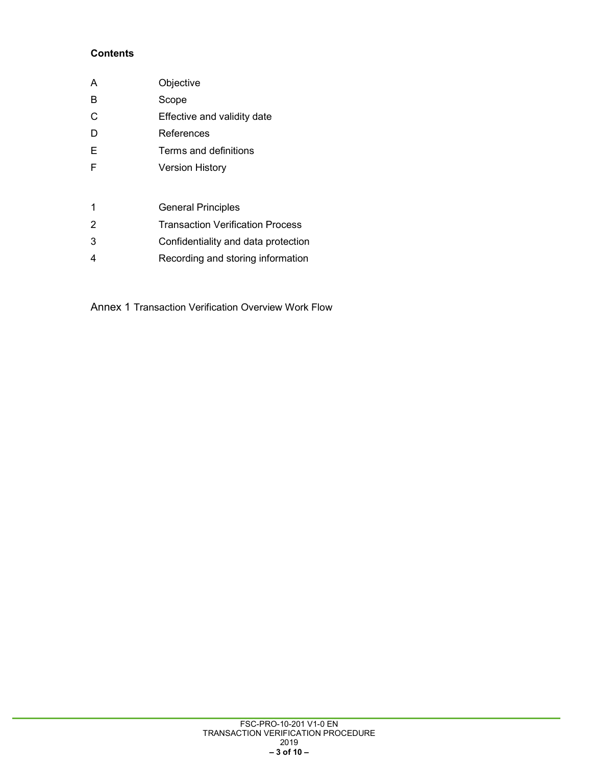**Contents**

| | |
|---|---|
| A | Objective |
| B | Scope |
| C | Effective and validity date |
| D | References |
| E | Terms and definitions |
| F | Version History |
| | |
| 1 | General Principles |
| 2 | Transaction Verification Process |
| 3 | Confidentiality and data protection |
| 4 | Recording and storing information |

Annex 1 Transaction Verification Overview Work Flow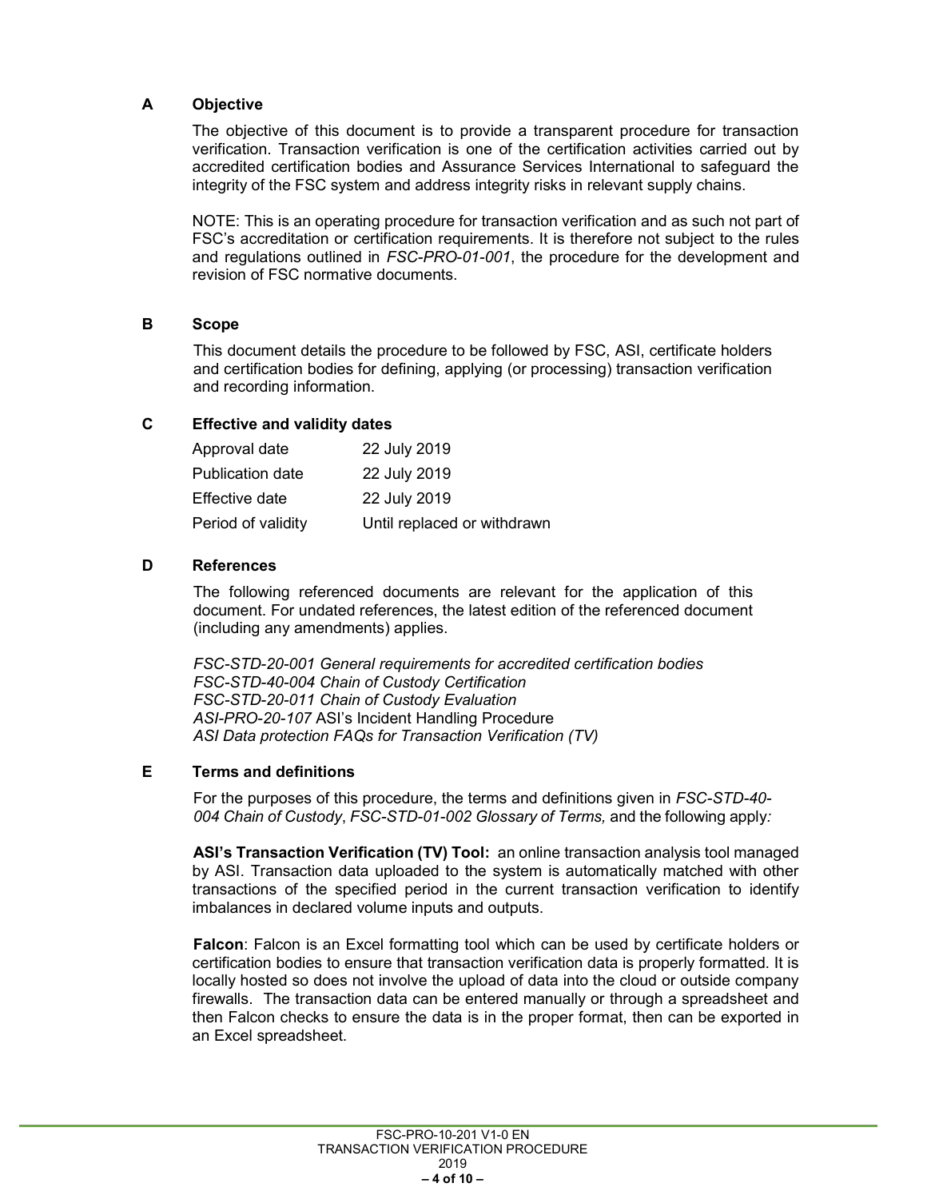## A Objective

The objective of this document is to provide a transparent procedure for transaction verification. Transaction verification is one of the certification activities carried out by accredited certification bodies and Assurance Services International to safeguard the integrity of the FSC system and address integrity risks in relevant supply chains.

NOTE: This is an operating procedure for transaction verification and as such not part of FSC's accreditation or certification requirements. It is therefore not subject to the rules and regulations outlined in *FSC-PRO-01-001*, the procedure for the development and revision of FSC normative documents.

## B Scope

This document details the procedure to be followed by FSC, ASI, certificate holders and certification bodies for defining, applying (or processing) transaction verification and recording information.

## C Effective and validity dates

| | |
|---|---|
| Approval date | 22 July 2019 |
| Publication date | 22 July 2019 |
| Effective date | 22 July 2019 |
| Period of validity | Until replaced or withdrawn |

## D References

The following referenced documents are relevant for the application of this document. For undated references, the latest edition of the referenced document (including any amendments) applies.

*FSC-STD-20-001 General requirements for accredited certification bodies*
*FSC-STD-40-004 Chain of Custody Certification*
*FSC-STD-20-011 Chain of Custody Evaluation*
*ASI-PRO-20-107* ASI's Incident Handling Procedure
*ASI Data protection FAQs for Transaction Verification (TV)*

## E Terms and definitions

For the purposes of this procedure, the terms and definitions given in *FSC-STD-40-004 Chain of Custody*, *FSC-STD-01-002 Glossary of Terms,* and the following apply*:*

**ASI's Transaction Verification (TV) Tool:** an online transaction analysis tool managed by ASI. Transaction data uploaded to the system is automatically matched with other transactions of the specified period in the current transaction verification to identify imbalances in declared volume inputs and outputs.

**Falcon**: Falcon is an Excel formatting tool which can be used by certificate holders or certification bodies to ensure that transaction verification data is properly formatted. It is locally hosted so does not involve the upload of data into the cloud or outside company firewalls. The transaction data can be entered manually or through a spreadsheet and then Falcon checks to ensure the data is in the proper format, then can be exported in an Excel spreadsheet.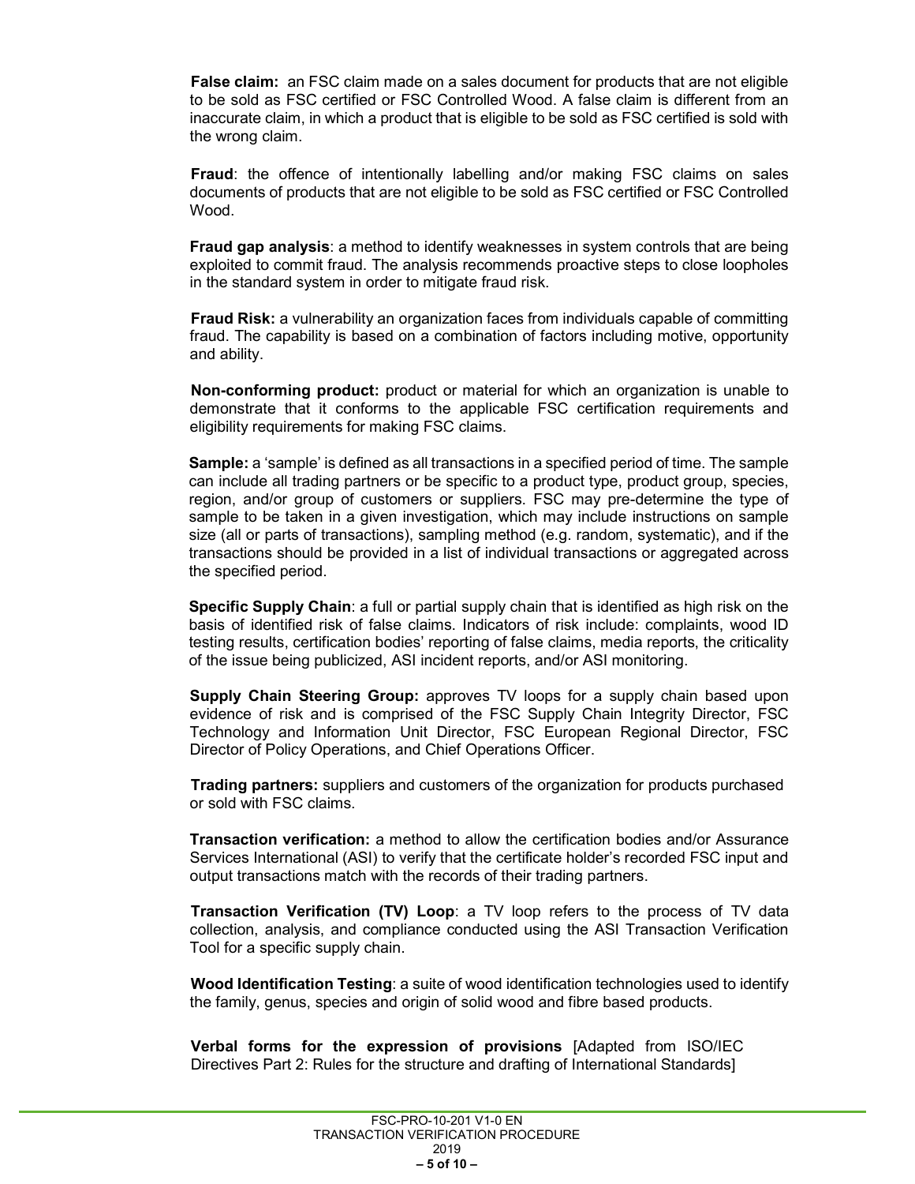**False claim:** an FSC claim made on a sales document for products that are not eligible to be sold as FSC certified or FSC Controlled Wood. A false claim is different from an inaccurate claim, in which a product that is eligible to be sold as FSC certified is sold with the wrong claim.

**Fraud**: the offence of intentionally labelling and/or making FSC claims on sales documents of products that are not eligible to be sold as FSC certified or FSC Controlled Wood.

**Fraud gap analysis**: a method to identify weaknesses in system controls that are being exploited to commit fraud. The analysis recommends proactive steps to close loopholes in the standard system in order to mitigate fraud risk.

**Fraud Risk:** a vulnerability an organization faces from individuals capable of committing fraud. The capability is based on a combination of factors including motive, opportunity and ability.

**Non-conforming product:** product or material for which an organization is unable to demonstrate that it conforms to the applicable FSC certification requirements and eligibility requirements for making FSC claims.

**Sample:** a 'sample' is defined as all transactions in a specified period of time. The sample can include all trading partners or be specific to a product type, product group, species, region, and/or group of customers or suppliers. FSC may pre-determine the type of sample to be taken in a given investigation, which may include instructions on sample size (all or parts of transactions), sampling method (e.g. random, systematic), and if the transactions should be provided in a list of individual transactions or aggregated across the specified period.

**Specific Supply Chain**: a full or partial supply chain that is identified as high risk on the basis of identified risk of false claims. Indicators of risk include: complaints, wood ID testing results, certification bodies' reporting of false claims, media reports, the criticality of the issue being publicized, ASI incident reports, and/or ASI monitoring.

**Supply Chain Steering Group:** approves TV loops for a supply chain based upon evidence of risk and is comprised of the FSC Supply Chain Integrity Director, FSC Technology and Information Unit Director, FSC European Regional Director, FSC Director of Policy Operations, and Chief Operations Officer.

**Trading partners:** suppliers and customers of the organization for products purchased or sold with FSC claims.

**Transaction verification:** a method to allow the certification bodies and/or Assurance Services International (ASI) to verify that the certificate holder's recorded FSC input and output transactions match with the records of their trading partners.

**Transaction Verification (TV) Loop**: a TV loop refers to the process of TV data collection, analysis, and compliance conducted using the ASI Transaction Verification Tool for a specific supply chain.

**Wood Identification Testing**: a suite of wood identification technologies used to identify the family, genus, species and origin of solid wood and fibre based products.

**Verbal forms for the expression of provisions** [Adapted from ISO/IEC Directives Part 2: Rules for the structure and drafting of International Standards]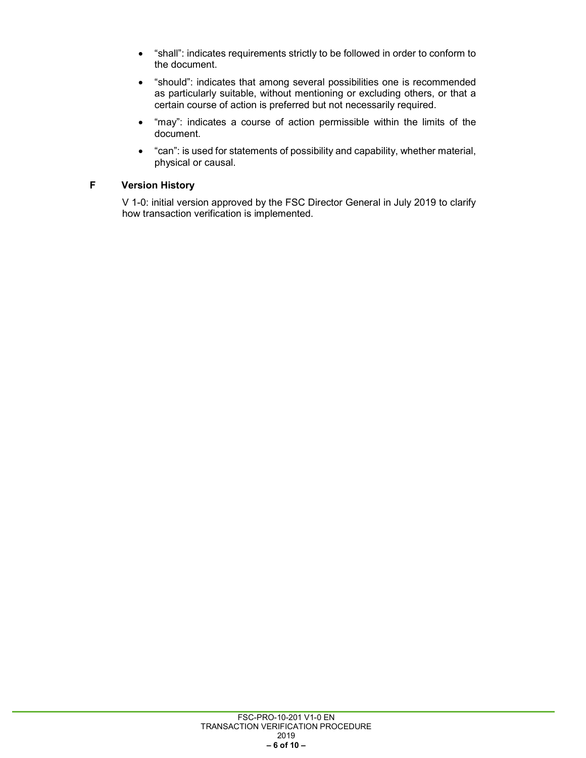- "shall": indicates requirements strictly to be followed in order to conform to the document.
- "should": indicates that among several possibilities one is recommended as particularly suitable, without mentioning or excluding others, or that a certain course of action is preferred but not necessarily required.
- "may": indicates a course of action permissible within the limits of the document.
- "can": is used for statements of possibility and capability, whether material, physical or causal.

## F Version History

V 1-0: initial version approved by the FSC Director General in July 2019 to clarify how transaction verification is implemented.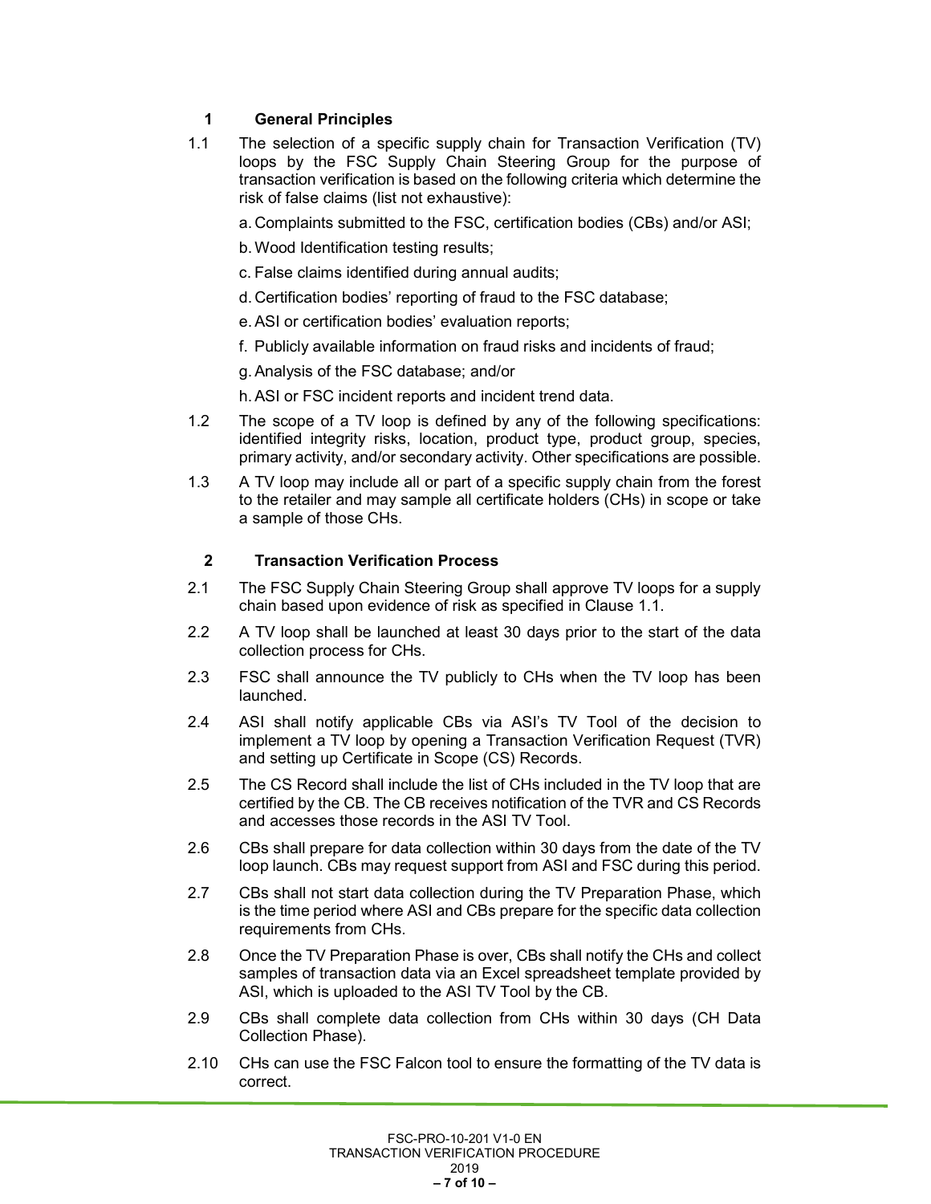## 1 General Principles

1.1 The selection of a specific supply chain for Transaction Verification (TV) loops by the FSC Supply Chain Steering Group for the purpose of transaction verification is based on the following criteria which determine the risk of false claims (list not exhaustive):

a. Complaints submitted to the FSC, certification bodies (CBs) and/or ASI;

b. Wood Identification testing results;

c. False claims identified during annual audits;

d. Certification bodies' reporting of fraud to the FSC database;

e. ASI or certification bodies' evaluation reports;

f. Publicly available information on fraud risks and incidents of fraud;

g. Analysis of the FSC database; and/or

h. ASI or FSC incident reports and incident trend data.

1.2 The scope of a TV loop is defined by any of the following specifications: identified integrity risks, location, product type, product group, species, primary activity, and/or secondary activity. Other specifications are possible.

1.3 A TV loop may include all or part of a specific supply chain from the forest to the retailer and may sample all certificate holders (CHs) in scope or take a sample of those CHs.

## 2 Transaction Verification Process

2.1 The FSC Supply Chain Steering Group shall approve TV loops for a supply chain based upon evidence of risk as specified in Clause 1.1.

2.2 A TV loop shall be launched at least 30 days prior to the start of the data collection process for CHs.

2.3 FSC shall announce the TV publicly to CHs when the TV loop has been launched.

2.4 ASI shall notify applicable CBs via ASI's TV Tool of the decision to implement a TV loop by opening a Transaction Verification Request (TVR) and setting up Certificate in Scope (CS) Records.

2.5 The CS Record shall include the list of CHs included in the TV loop that are certified by the CB. The CB receives notification of the TVR and CS Records and accesses those records in the ASI TV Tool.

2.6 CBs shall prepare for data collection within 30 days from the date of the TV loop launch. CBs may request support from ASI and FSC during this period.

2.7 CBs shall not start data collection during the TV Preparation Phase, which is the time period where ASI and CBs prepare for the specific data collection requirements from CHs.

2.8 Once the TV Preparation Phase is over, CBs shall notify the CHs and collect samples of transaction data via an Excel spreadsheet template provided by ASI, which is uploaded to the ASI TV Tool by the CB.

2.9 CBs shall complete data collection from CHs within 30 days (CH Data Collection Phase).

2.10 CHs can use the FSC Falcon tool to ensure the formatting of the TV data is correct.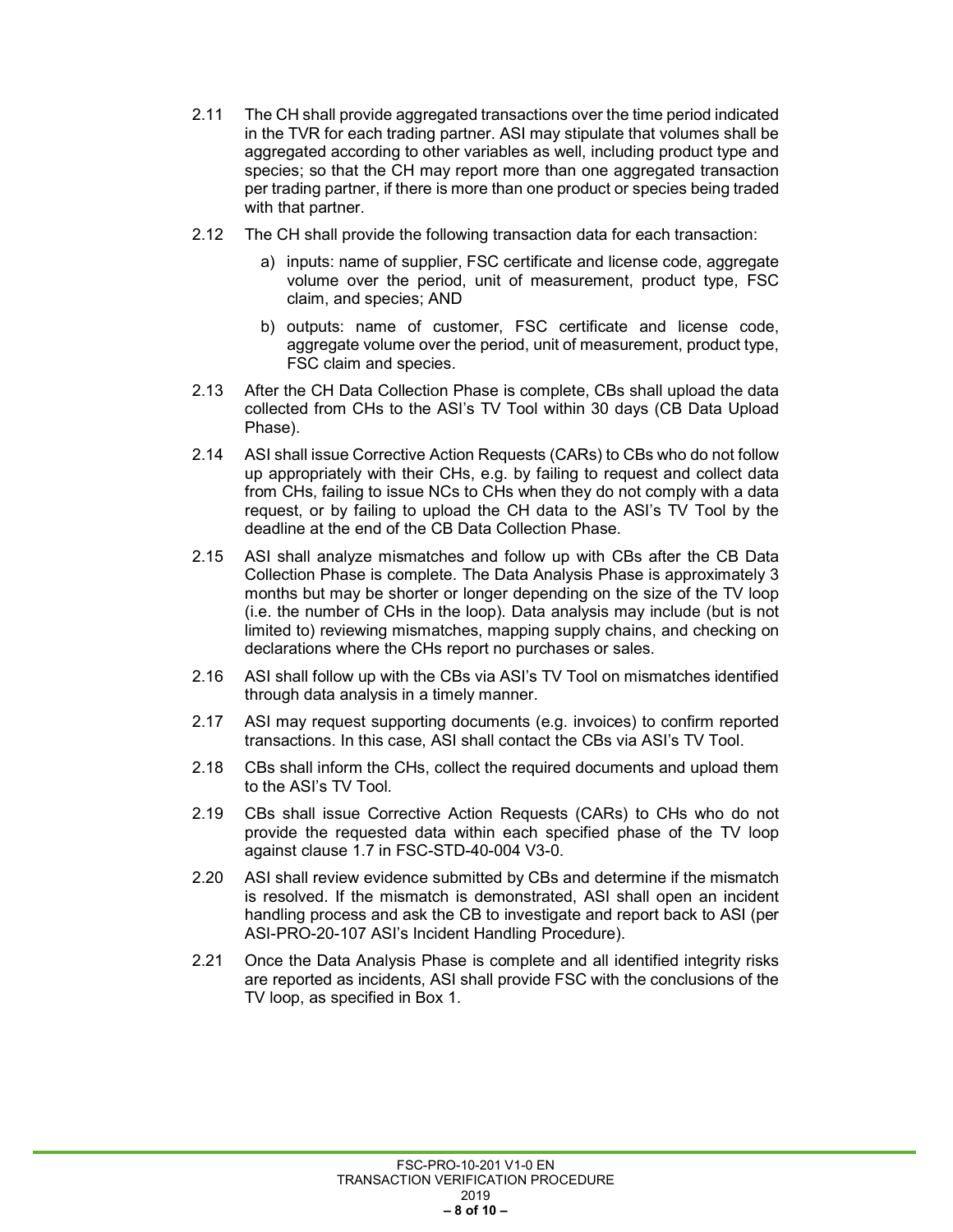2.11 The CH shall provide aggregated transactions over the time period indicated in the TVR for each trading partner. ASI may stipulate that volumes shall be aggregated according to other variables as well, including product type and species; so that the CH may report more than one aggregated transaction per trading partner, if there is more than one product or species being traded with that partner.

2.12 The CH shall provide the following transaction data for each transaction:

a) inputs: name of supplier, FSC certificate and license code, aggregate volume over the period, unit of measurement, product type, FSC claim, and species; AND

b) outputs: name of customer, FSC certificate and license code, aggregate volume over the period, unit of measurement, product type, FSC claim and species.

2.13 After the CH Data Collection Phase is complete, CBs shall upload the data collected from CHs to the ASI's TV Tool within 30 days (CB Data Upload Phase).

2.14 ASI shall issue Corrective Action Requests (CARs) to CBs who do not follow up appropriately with their CHs, e.g. by failing to request and collect data from CHs, failing to issue NCs to CHs when they do not comply with a data request, or by failing to upload the CH data to the ASI's TV Tool by the deadline at the end of the CB Data Collection Phase.

2.15 ASI shall analyze mismatches and follow up with CBs after the CB Data Collection Phase is complete. The Data Analysis Phase is approximately 3 months but may be shorter or longer depending on the size of the TV loop (i.e. the number of CHs in the loop). Data analysis may include (but is not limited to) reviewing mismatches, mapping supply chains, and checking on declarations where the CHs report no purchases or sales.

2.16 ASI shall follow up with the CBs via ASI's TV Tool on mismatches identified through data analysis in a timely manner.

2.17 ASI may request supporting documents (e.g. invoices) to confirm reported transactions. In this case, ASI shall contact the CBs via ASI's TV Tool.

2.18 CBs shall inform the CHs, collect the required documents and upload them to the ASI's TV Tool.

2.19 CBs shall issue Corrective Action Requests (CARs) to CHs who do not provide the requested data within each specified phase of the TV loop against clause 1.7 in FSC-STD-40-004 V3-0.

2.20 ASI shall review evidence submitted by CBs and determine if the mismatch is resolved. If the mismatch is demonstrated, ASI shall open an incident handling process and ask the CB to investigate and report back to ASI (per ASI-PRO-20-107 ASI's Incident Handling Procedure).

2.21 Once the Data Analysis Phase is complete and all identified integrity risks are reported as incidents, ASI shall provide FSC with the conclusions of the TV loop, as specified in Box 1.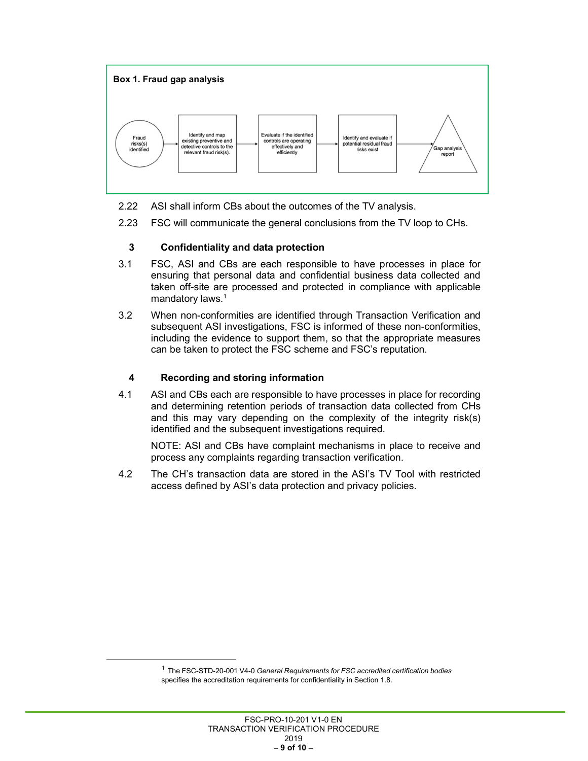**Box 1. Fraud gap analysis**

Fraud risks(s) identified → Identify and map existing preventive and detective controls to the relevant fraud risk(s). → Evaluate if the identified controls are operating effectively and efficiently → Identify and evaluate if potential residual fraud risks exist → Gap analysis report

2.22 ASI shall inform CBs about the outcomes of the TV analysis.

2.23 FSC will communicate the general conclusions from the TV loop to CHs.

## 3 Confidentiality and data protection

3.1 FSC, ASI and CBs are each responsible to have processes in place for ensuring that personal data and confidential business data collected and taken off-site are processed and protected in compliance with applicable mandatory laws.[1]

3.2 When non-conformities are identified through Transaction Verification and subsequent ASI investigations, FSC is informed of these non-conformities, including the evidence to support them, so that the appropriate measures can be taken to protect the FSC scheme and FSC's reputation.

## 4 Recording and storing information

4.1 ASI and CBs each are responsible to have processes in place for recording and determining retention periods of transaction data collected from CHs and this may vary depending on the complexity of the integrity risk(s) identified and the subsequent investigations required.

NOTE: ASI and CBs have complaint mechanisms in place to receive and process any complaints regarding transaction verification.

4.2 The CH's transaction data are stored in the ASI's TV Tool with restricted access defined by ASI's data protection and privacy policies.

---

[1] The FSC-STD-20-001 V4-0 *General Requirements for FSC accredited certification bodies* specifies the accreditation requirements for confidentiality in Section 1.8.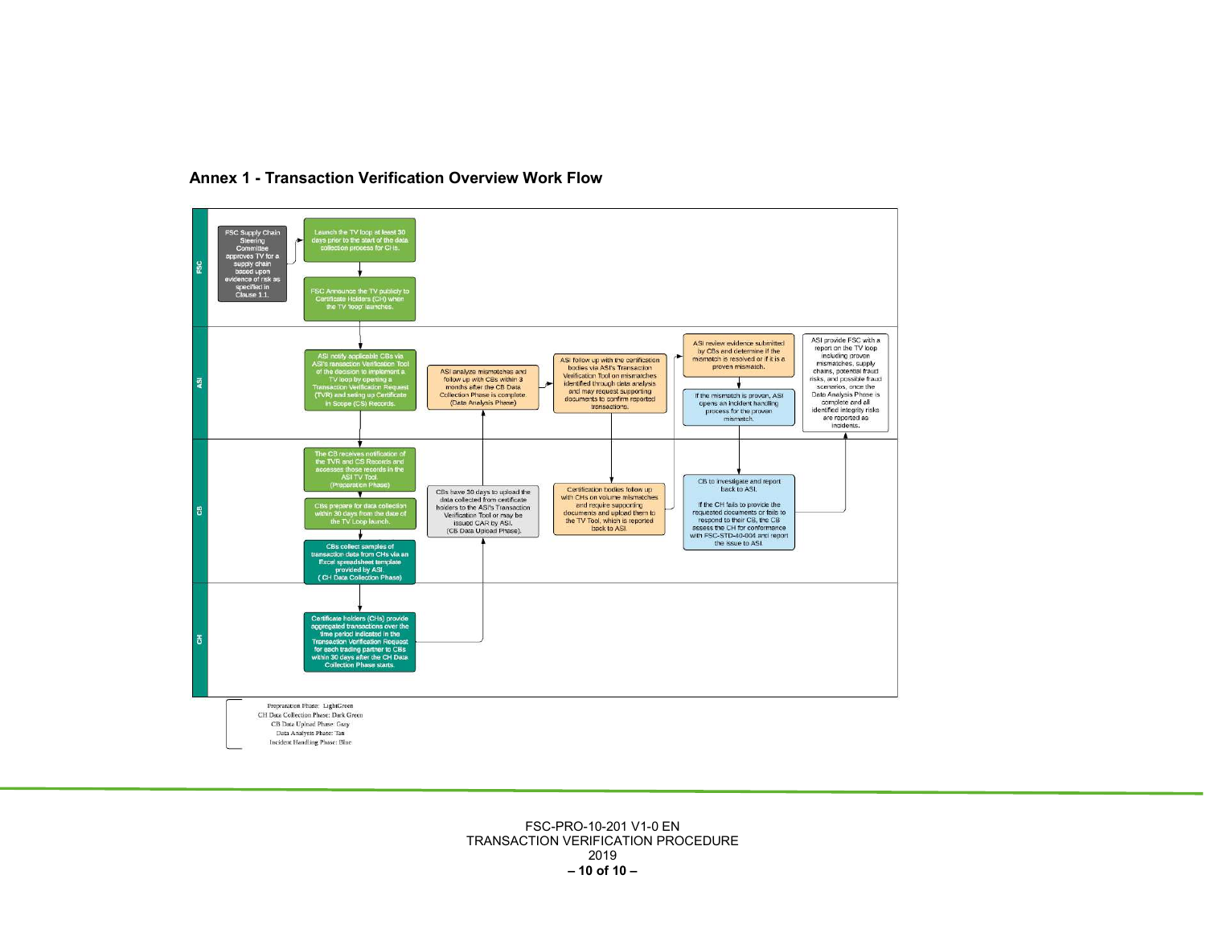## Annex 1 - Transaction Verification Overview Work Flow

FSC

FSC Supply Chain Steering Committee approves TV for a supply chain based upon evidence of risk as specified in Clause 1.1.

Launch the TV loop at least 30 days prior to the start of the data collection process for CHs.

FSC Announce the TV publicly to Certificate Holders (CH) when the TV 'loop' launches.

ASI

ASI notify applicable CBs via ASI's ransaction Verification Tool of the decision to implement a TV loop by opening a Transaction Verification Request (TVR) and seting up Certificate in Scope (CS) Records.

ASI analyze mismatches and follow up with CBs within 3 months after the CB Data Collection Phase is complete. (Data Analysis Phase)

ASI follow up with the certification bodies via ASI's Transaction Verification Tool on mismatches identified through data analysis and may request supporting documents to confirm reported transactions.

ASI review evidence submitted by CBs and determine if the mismatch is resolved or if it is a proven mismatch.

If the mismatch is proven, ASI opens an incident handling process for the proven mismatch.

ASI provide FSC with a report on the TV loop including proven mismatches, supply chains, potential fraud risks, and possible fraud scenarios, once the Data Analysis Phase is complete and all identified integrity risks are reported as incidents.

CB

The CB receives notification of the TVR and CS Records and accesses those records in the ASI TV Tool. (Preparation Phase)

CBs prepare for data collection within 30 days from the date of the TV Loop launch.

CBs collect samples of transaction data from CHs via an Excel spreadsheet template provided by ASI. ( CH Data Collection Phase)

CBs have 30 days to upload the data collected from certificate holders to the ASI's Transaction Verification Tool or may be issued CAR by ASI. (CB Data Upload Phase).

Certification bodies follow up with CHs on volume mismatches and require supporting documents and upload them to the TV Tool, which is reported back to ASI.

CB to investigate and report back to ASI.

If the CH fails to provide the requested documents or fails to respond to their CB, the CB assess the CH for conformance with FSC-STD-40-004 and report the issue to ASI.

CH

Certificate holders (CHs) provide aggregated transactions over the time period indicated in the Transaction Verification Request for each trading partner to CBs within 30 days after the CH Data Collection Phase starts.

Preparation Phase: LightGreen
CH Data Collection Phase: Dark Green
CB Data Upload Phase: Gray
Data Analysis Phase: Tan
Incident Handling Phase: Blue

FSC-PRO-10-201 V1-0 EN
TRANSACTION VERIFICATION PROCEDURE
2019